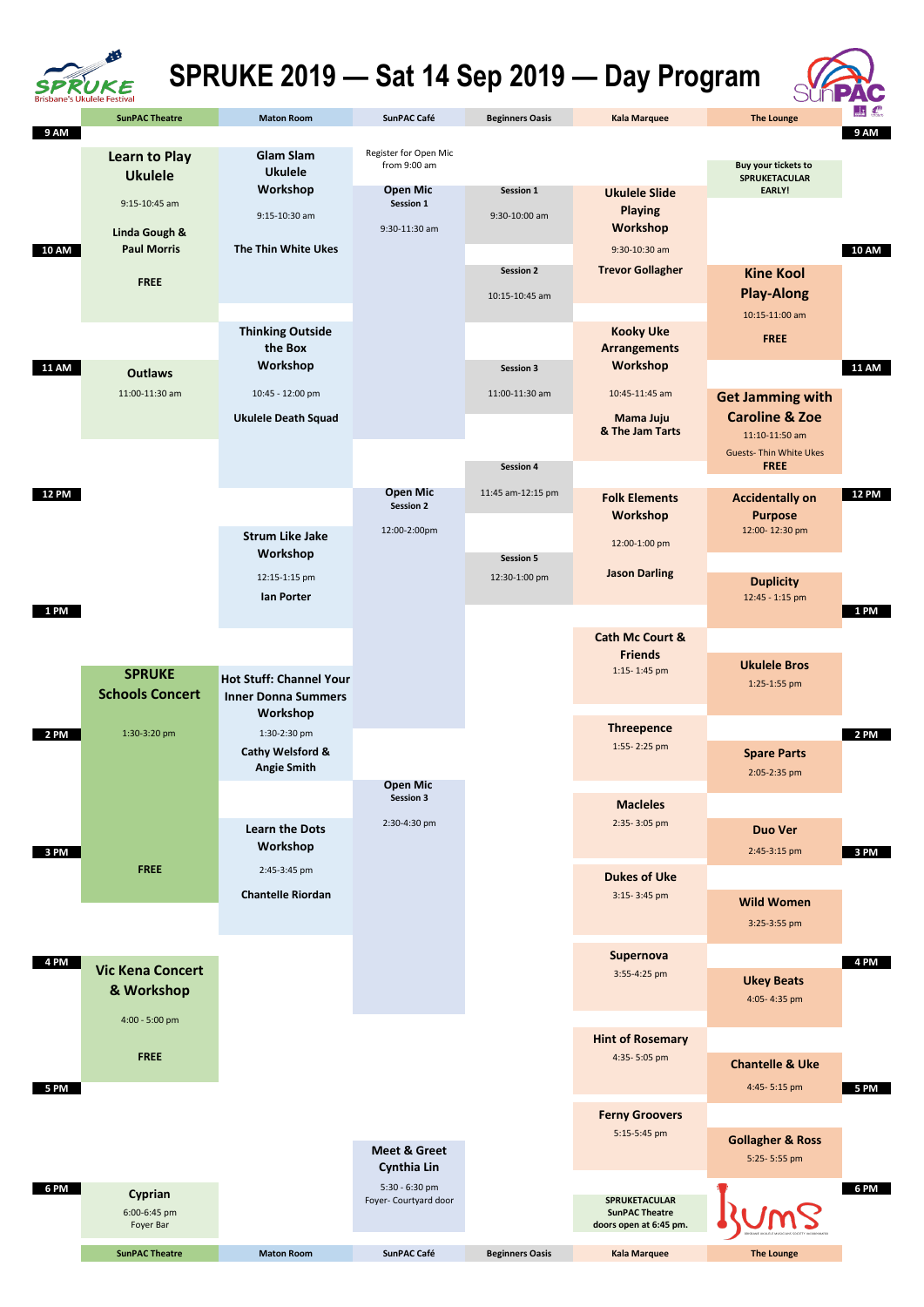# SPRUKE 2019 — Sat 14 Sep 2019 — Day Program

Brisbane's Ukulele Festival

## SunPAC Theatre

- **Learn to Play Ukulele** — 9:15-10:45 am — Linda Gough & Paul Morris — FREE
- **Outlaws** — 11:00-11:30 am
- **SPRUKE Schools Concert** — 1:30-3:20 pm — FREE
- **Vic Kena Concert & Workshop** — 4:00 - 5:00 pm — FREE
- **Cyprian** — 6:00-6:45 pm — Foyer Bar

## Maton Room

- **Glam Slam Ukulele Workshop** — 9:15-10:30 am — The Thin White Ukes
- **Thinking Outside the Box Workshop** — 10:45 - 12:00 pm — Ukulele Death Squad
- **Strum Like Jake Workshop** — 12:15-1:15 pm — Ian Porter
- **Hot Stuff: Channel Your Inner Donna Summers Workshop** — 1:30-2:30 pm — Cathy Welsford & Angie Smith
- **Learn the Dots Workshop** — 2:45-3:45 pm — Chantelle Riordan

## SunPAC Café

- Register for Open Mic from 9:00 am
- **Open Mic Session 1** — 9:30-11:30 am
- **Open Mic Session 2** — 12:00-2:00pm
- **Open Mic Session 3** — 2:30-4:30 pm
- **Meet & Greet Cynthia Lin** — 5:30 - 6:30 pm — Foyer- Courtyard door

## Beginners Oasis

- **Session 1** — 9:30-10:00 am
- **Session 2** — 10:15-10:45 am
- **Session 3** — 11:00-11:30 am
- **Session 4** — 11:45 am-12:15 pm
- **Session 5** — 12:30-1:00 pm

## Kala Marquee

- **Ukulele Slide Playing Workshop** — 9:30-10:30 am — Trevor Gollagher
- **Kooky Uke Arrangements Workshop** — 10:45-11:45 am — Mama Juju & The Jam Tarts
- **Folk Elements Workshop** — 12:00-1:00 pm — Jason Darling
- **Cath Mc Court & Friends** — 1:15- 1:45 pm
- **Threepence** — 1:55- 2:25 pm
- **Macleles** — 2:35- 3:05 pm
- **Dukes of Uke** — 3:15- 3:45 pm
- **Supernova** — 3:55-4:25 pm
- **Hint of Rosemary** — 4:35- 5:05 pm
- **Ferny Groovers** — 5:15-5:45 pm
- **SPRUKETACULAR** — SunPAC Theatre — doors open at 6:45 pm.

## The Lounge

- **Buy your tickets to SPRUKETACULAR EARLY!**
- **Kine Kool Play-Along** — 10:15-11:00 am — FREE
- **Get Jamming with Caroline & Zoe** — 11:10-11:50 am — Guests- Thin White Ukes — FREE
- **Accidentally on Purpose** — 12:00- 12:30 pm
- **Duplicity** — 12:45 - 1:15 pm
- **Ukulele Bros** — 1:25-1:55 pm
- **Spare Parts** — 2:05-2:35 pm
- **Duo Ver** — 2:45-3:15 pm
- **Wild Women** — 3:25-3:55 pm
- **Ukey Beats** — 4:05- 4:35 pm
- **Chantelle & Uke** — 4:45- 5:15 pm
- **Gollagher & Ross** — 5:25- 5:55 pm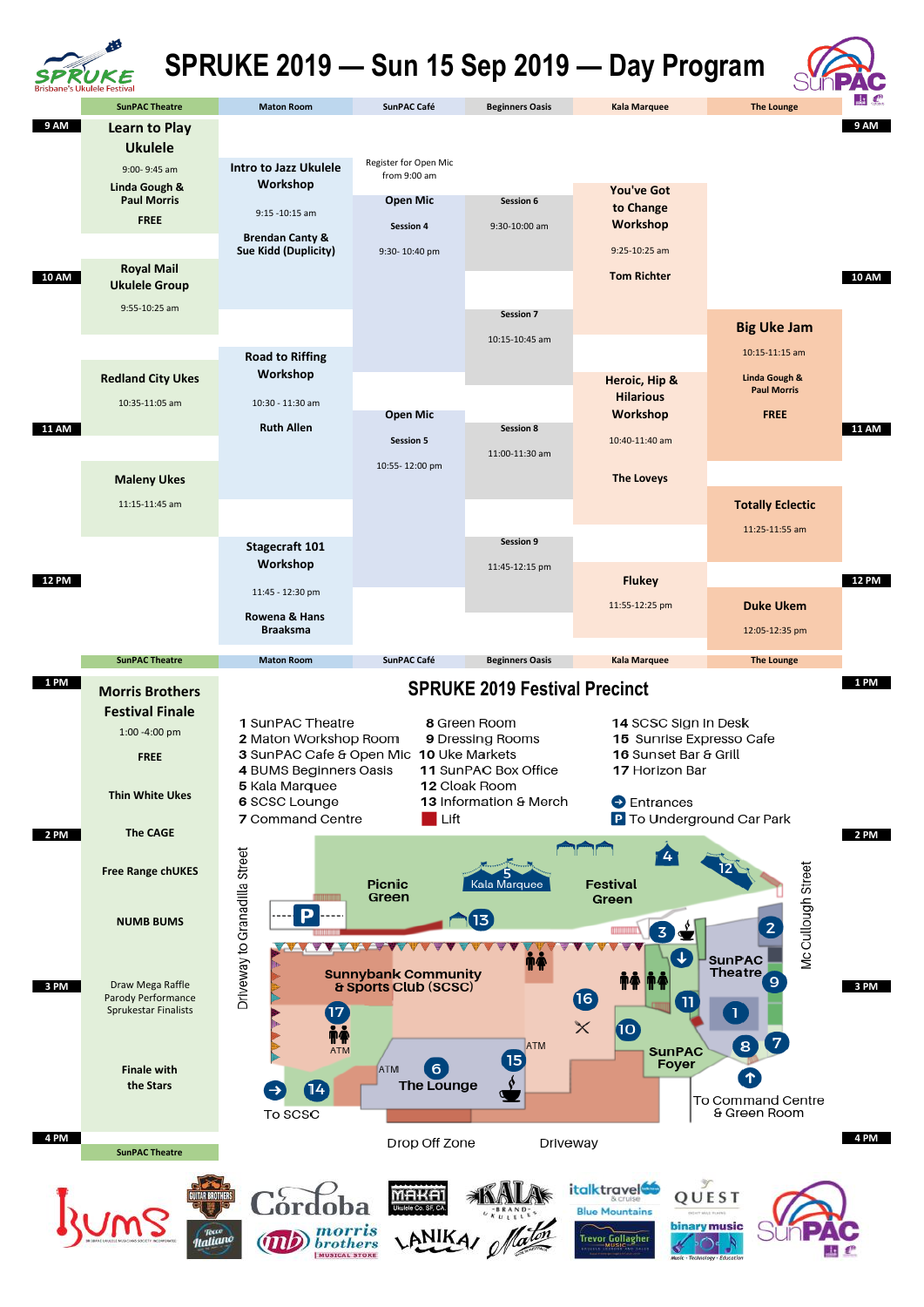# SPRUKE 2019 — Sun 15 Sep 2019 — Day Program

SPRUKE Brisbane's Ukulele Festival

| Time | SunPAC Theatre | Maton Room | SunPAC Café | Beginners Oasis | Kala Marquee | The Lounge |
|---|---|---|---|---|---|---|
| 9 AM | **Learn to Play Ukulele** 9:00- 9:45 am Linda Gough & Paul Morris FREE | **Intro to Jazz Ukulele Workshop** 9:15 -10:15 am Brendan Canty & Sue Kidd (Duplicity) | Register for Open Mic from 9:00 am<br>**Open Mic** Session 4 9:30- 10:40 pm | Session 6 9:30-10:00 am | **You've Got to Change Workshop** 9:25-10:25 am Tom Richter | |
| 10 AM | **Royal Mail Ukulele Group** 9:55-10:25 am<br>**Redland City Ukes** 10:35-11:05 am | **Road to Riffing Workshop** 10:30 - 11:30 am Ruth Allen | | Session 7 10:15-10:45 am | **Heroic, Hip & Hilarious Workshop** 10:40-11:40 am The Loveys | **Big Uke Jam** 10:15-11:15 am Linda Gough & Paul Morris FREE |
| 11 AM | **Maleny Ukes** 11:15-11:45 am | **Stagecraft 101 Workshop** 11:45 - 12:30 pm Rowena & Hans Braaksma | **Open Mic** Session 5 10:55- 12:00 pm | Session 8 11:00-11:30 am<br>Session 9 11:45-12:15 pm | **Flukey** 11:55-12:25 pm | **Totally Eclectic** 11:25-11:55 am |
| 12 PM | | | | | | **Duke Ukem** 12:05-12:35 pm |

| Time | SunPAC Theatre |
|---|---|
| 1 PM | **Morris Brothers Festival Finale** 1:00 -4:00 pm FREE<br>Thin White Ukes |
| 2 PM | The CAGE<br>Free Range chUKES<br>NUMB BUMS |
| 3 PM | Draw Mega Raffle<br>Parody Performance<br>Sprukestar Finalists<br>Finale with the Stars |
| 4 PM | |

## SPRUKE 2019 Festival Precinct

1 SunPAC Theatre
2 Maton Workshop Room
3 SunPAC Cafe & Open Mic
4 BUMS Beginners Oasis
5 Kala Marquee
6 SCSC Lounge
7 Command Centre
8 Green Room
9 Dressing Rooms
10 Uke Markets
11 SunPAC Box Office
12 Cloak Room
13 Information & Merch
Lift
14 SCSC Sign In Desk
15 Sunrise Expresso Cafe
16 Sunset Bar & Grill
17 Horizon Bar
Entrances
P To Underground Car Park

Driveway to Granadilla Street
Picnic Green
Kala Marquee
Festival Green
McCullough Street
Sunnybank Community & Sports Club (SCSC)
SunPAC Theatre
SunPAC Foyer
The Lounge
ATM
To SCSC
To Command Centre & Green Room
Drop Off Zone
Driveway

BUMS · Guitar Brothers · Córdoba · Makai · Kala · italktravel & cruise Blue Mountains · Quest · SunPAC · Tocco Italiano · morris brothers musical store · Lanikai · Maton · Trevor Gollagher Music · binary music